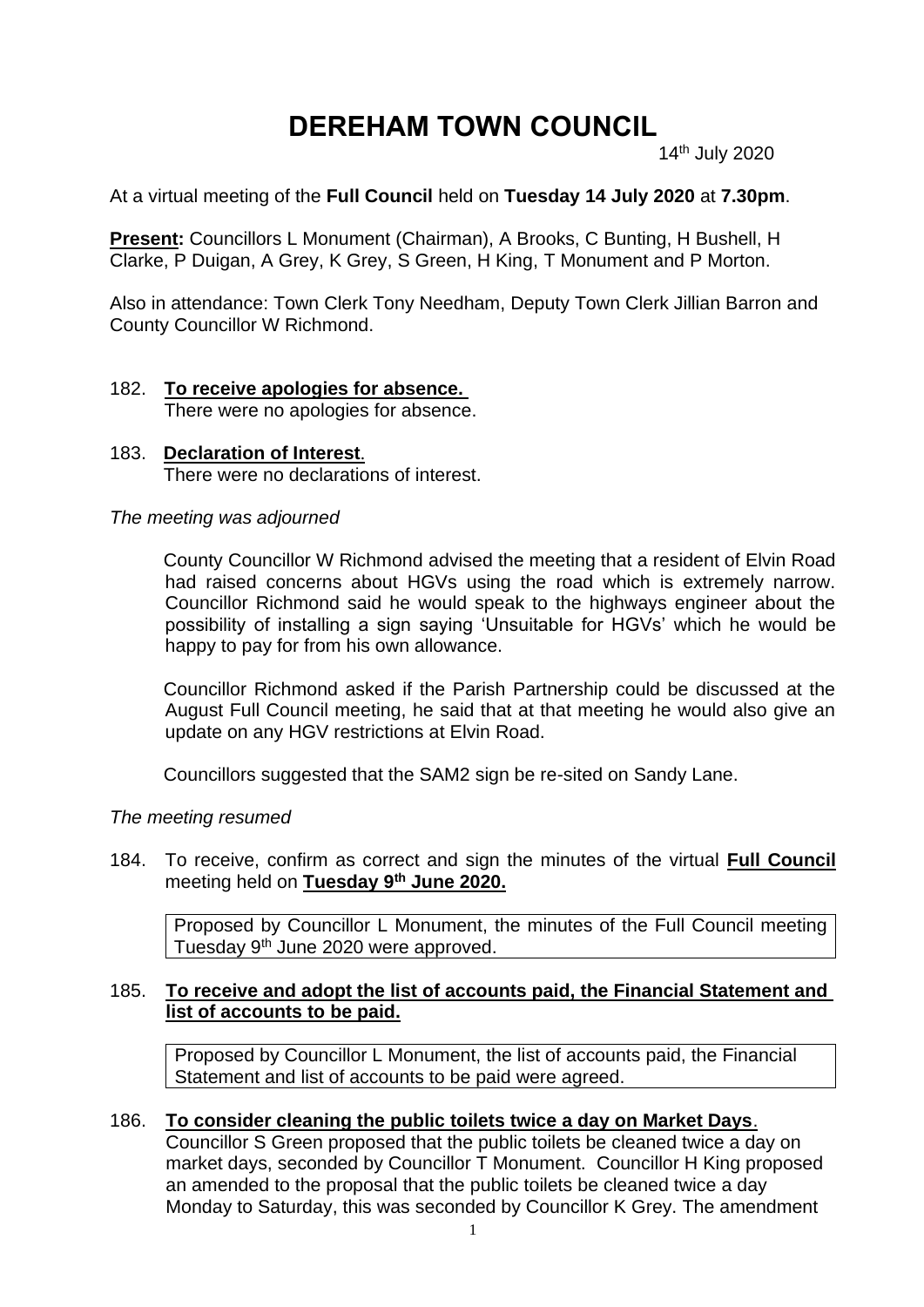# DEREHAM TOWN COUNCIL

14th July 2020

At a virtual meeting of the **Full Council** held on **Tuesday 14 July 2020** at **7.30pm**.

**Present:** Councillors L Monument (Chairman), A Brooks, C Bunting, H Bushell, H Clarke, P Duigan, A Grey, K Grey, S Green, H King, T Monument and P Morton.

Also in attendance: Town Clerk Tony Needham, Deputy Town Clerk Jillian Barron and County Councillor W Richmond.

182. **To receive apologies for absence.**
 There were no apologies for absence.

183. **Declaration of Interest**.
 There were no declarations of interest.

*The meeting was adjourned*

County Councillor W Richmond advised the meeting that a resident of Elvin Road had raised concerns about HGVs using the road which is extremely narrow. Councillor Richmond said he would speak to the highways engineer about the possibility of installing a sign saying 'Unsuitable for HGVs' which he would be happy to pay for from his own allowance.

Councillor Richmond asked if the Parish Partnership could be discussed at the August Full Council meeting, he said that at that meeting he would also give an update on any HGV restrictions at Elvin Road.

Councillors suggested that the SAM2 sign be re-sited on Sandy Lane.

*The meeting resumed*

184. To receive, confirm as correct and sign the minutes of the virtual **Full Council** meeting held on **Tuesday 9th June 2020.**

 Proposed by Councillor L Monument, the minutes of the Full Council meeting Tuesday 9th June 2020 were approved.

185. **To receive and adopt the list of accounts paid, the Financial Statement and list of accounts to be paid.**

 Proposed by Councillor L Monument, the list of accounts paid, the Financial Statement and list of accounts to be paid were agreed.

186. **To consider cleaning the public toilets twice a day on Market Days**.
 Councillor S Green proposed that the public toilets be cleaned twice a day on market days, seconded by Councillor T Monument. Councillor H King proposed an amended to the proposal that the public toilets be cleaned twice a day Monday to Saturday, this was seconded by Councillor K Grey. The amendment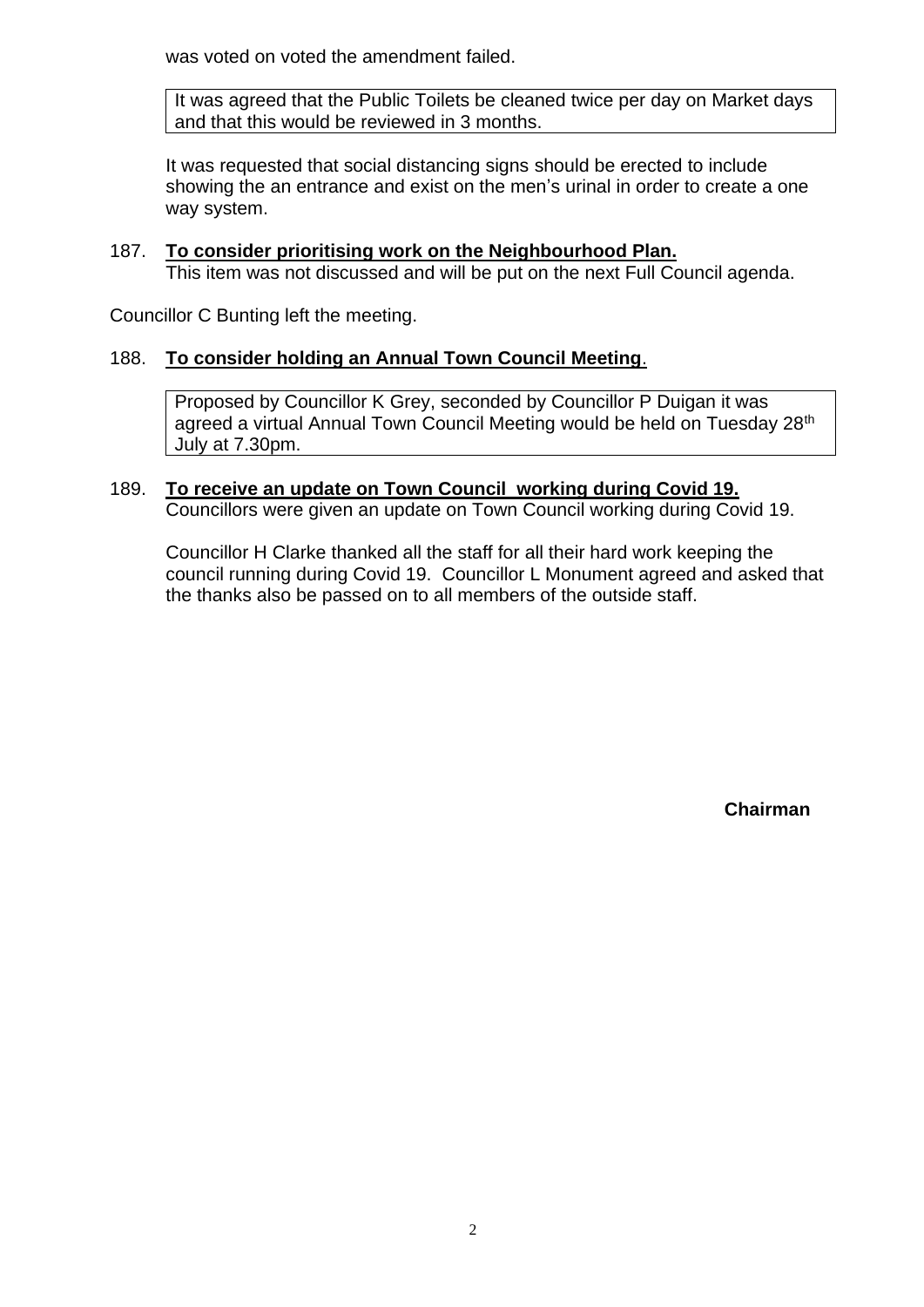was voted on voted the amendment failed.

It was agreed that the Public Toilets be cleaned twice per day on Market days and that this would be reviewed in 3 months.

It was requested that social distancing signs should be erected to include showing the an entrance and exist on the men's urinal in order to create a one way system.

187. **To consider prioritising work on the Neighbourhood Plan.**
This item was not discussed and will be put on the next Full Council agenda.

Councillor C Bunting left the meeting.

188. **To consider holding an Annual Town Council Meeting**.

Proposed by Councillor K Grey, seconded by Councillor P Duigan it was agreed a virtual Annual Town Council Meeting would be held on Tuesday 28th July at 7.30pm.

189. **To receive an update on Town Council working during Covid 19.**
Councillors were given an update on Town Council working during Covid 19.

Councillor H Clarke thanked all the staff for all their hard work keeping the council running during Covid 19. Councillor L Monument agreed and asked that the thanks also be passed on to all members of the outside staff.

**Chairman**